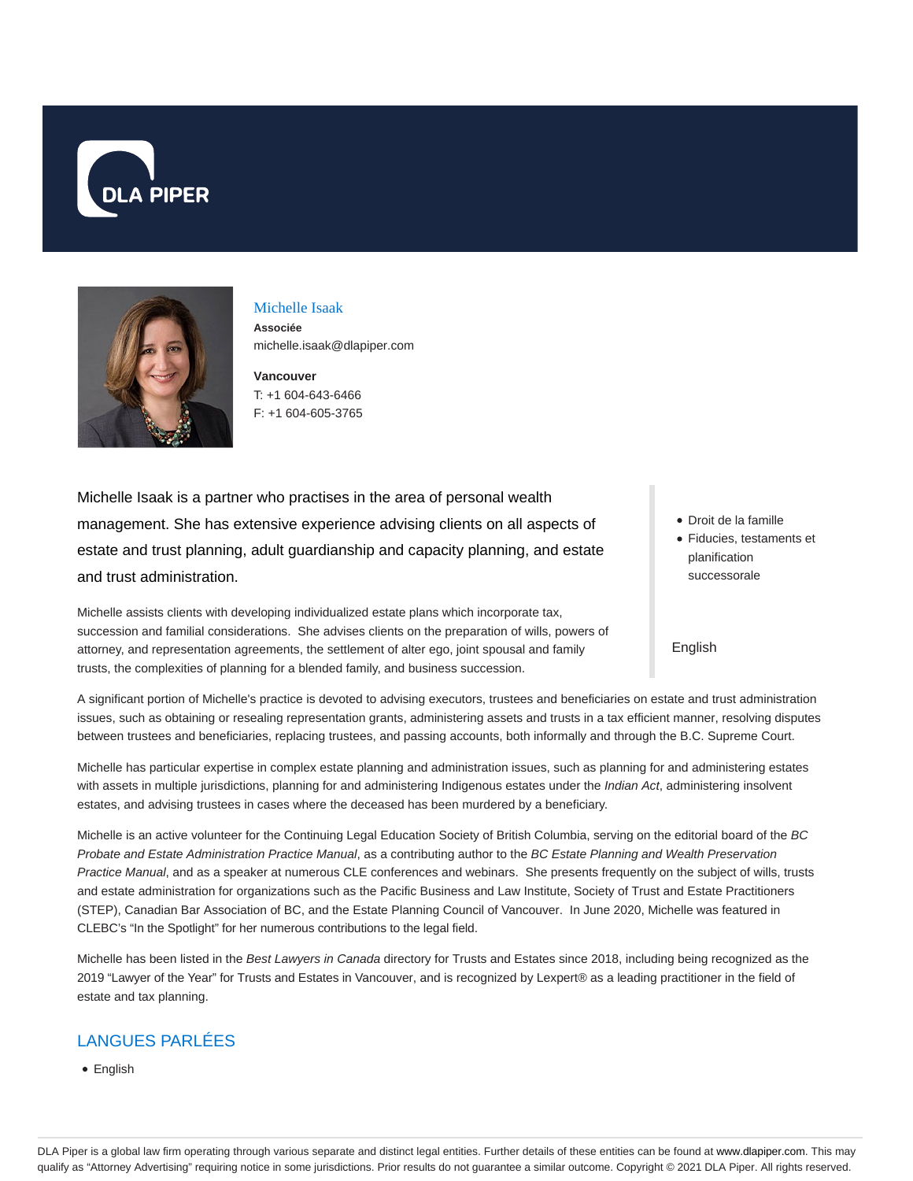# Michelle Isaak

**Associée**

michelle.isaak@dlapiper.com

**Vancouver**

T: +1 604-643-6466

F: +1 604-605-3765

Michelle Isaak is a partner who practises in the area of personal wealth management. She has extensive experience advising clients on all aspects of estate and trust planning, adult guardianship and capacity planning, and estate and trust administration.

Michelle assists clients with developing individualized estate plans which incorporate tax, succession and familial considerations. She advises clients on the preparation of wills, powers of attorney, and representation agreements, the settlement of alter ego, joint spousal and family trusts, the complexities of planning for a blended family, and business succession.

- Droit de la famille
- Fiducies, testaments et planification successorale

English

A significant portion of Michelle's practice is devoted to advising executors, trustees and beneficiaries on estate and trust administration issues, such as obtaining or resealing representation grants, administering assets and trusts in a tax efficient manner, resolving disputes between trustees and beneficiaries, replacing trustees, and passing accounts, both informally and through the B.C. Supreme Court.

Michelle has particular expertise in complex estate planning and administration issues, such as planning for and administering estates with assets in multiple jurisdictions, planning for and administering Indigenous estates under the *Indian Act*, administering insolvent estates, and advising trustees in cases where the deceased has been murdered by a beneficiary.

Michelle is an active volunteer for the Continuing Legal Education Society of British Columbia, serving on the editorial board of the *BC Probate and Estate Administration Practice Manual*, as a contributing author to the *BC Estate Planning and Wealth Preservation Practice Manual*, and as a speaker at numerous CLE conferences and webinars. She presents frequently on the subject of wills, trusts and estate administration for organizations such as the Pacific Business and Law Institute, Society of Trust and Estate Practitioners (STEP), Canadian Bar Association of BC, and the Estate Planning Council of Vancouver. In June 2020, Michelle was featured in CLEBC's "In the Spotlight" for her numerous contributions to the legal field.

Michelle has been listed in the *Best Lawyers in Canada* directory for Trusts and Estates since 2018, including being recognized as the 2019 "Lawyer of the Year" for Trusts and Estates in Vancouver, and is recognized by Lexpert® as a leading practitioner in the field of estate and tax planning.

## LANGUES PARLÉES

- English

DLA Piper is a global law firm operating through various separate and distinct legal entities. Further details of these entities can be found at www.dlapiper.com. This may qualify as "Attorney Advertising" requiring notice in some jurisdictions. Prior results do not guarantee a similar outcome. Copyright © 2021 DLA Piper. All rights reserved.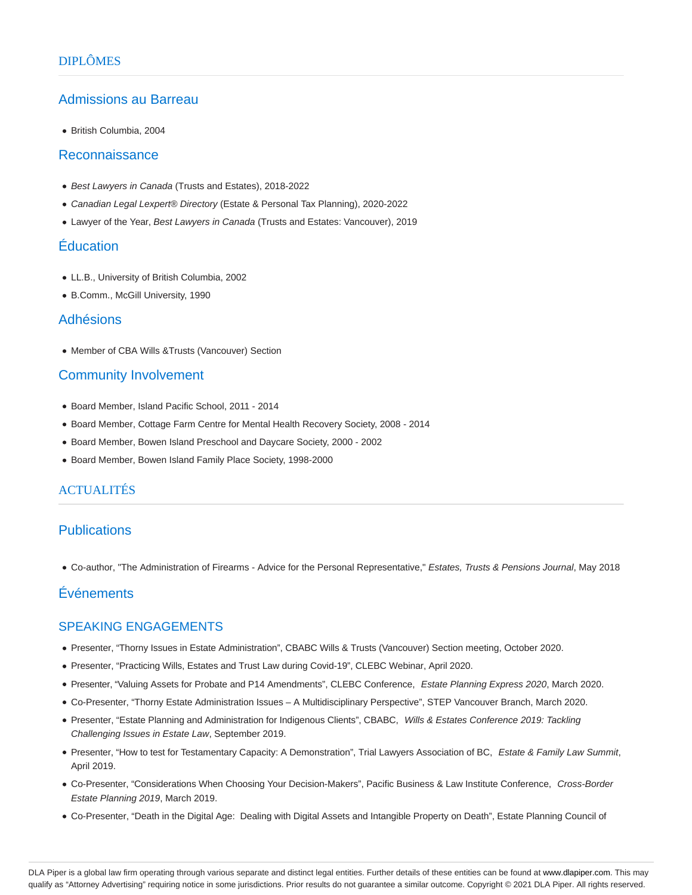## DIPLÔMES

### Admissions au Barreau

- British Columbia, 2004

### Reconnaissance

- *Best Lawyers in Canada* (Trusts and Estates), 2018-2022
- *Canadian Legal Lexpert® Directory* (Estate & Personal Tax Planning), 2020-2022
- Lawyer of the Year, *Best Lawyers in Canada* (Trusts and Estates: Vancouver), 2019

### Éducation

- LL.B., University of British Columbia, 2002
- B.Comm., McGill University, 1990

### Adhésions

- Member of CBA Wills &Trusts (Vancouver) Section

### Community Involvement

- Board Member, Island Pacific School, 2011 - 2014
- Board Member, Cottage Farm Centre for Mental Health Recovery Society, 2008 - 2014
- Board Member, Bowen Island Preschool and Daycare Society, 2000 - 2002
- Board Member, Bowen Island Family Place Society, 1998-2000

## ACTUALITÉS

### Publications

- Co-author, "The Administration of Firearms - Advice for the Personal Representative," *Estates, Trusts & Pensions Journal*, May 2018

### Événements

### SPEAKING ENGAGEMENTS

- Presenter, "Thorny Issues in Estate Administration", CBABC Wills & Trusts (Vancouver) Section meeting, October 2020.
- Presenter, "Practicing Wills, Estates and Trust Law during Covid-19", CLEBC Webinar, April 2020.
- Presenter, "Valuing Assets for Probate and P14 Amendments", CLEBC Conference, *Estate Planning Express 2020*, March 2020.
- Co-Presenter, "Thorny Estate Administration Issues – A Multidisciplinary Perspective", STEP Vancouver Branch, March 2020.
- Presenter, "Estate Planning and Administration for Indigenous Clients", CBABC, *Wills & Estates Conference 2019: Tackling Challenging Issues in Estate Law*, September 2019.
- Presenter, "How to test for Testamentary Capacity: A Demonstration", Trial Lawyers Association of BC, *Estate & Family Law Summit*, April 2019.
- Co-Presenter, "Considerations When Choosing Your Decision-Makers", Pacific Business & Law Institute Conference, *Cross-Border Estate Planning 2019*, March 2019.
- Co-Presenter, "Death in the Digital Age: Dealing with Digital Assets and Intangible Property on Death", Estate Planning Council of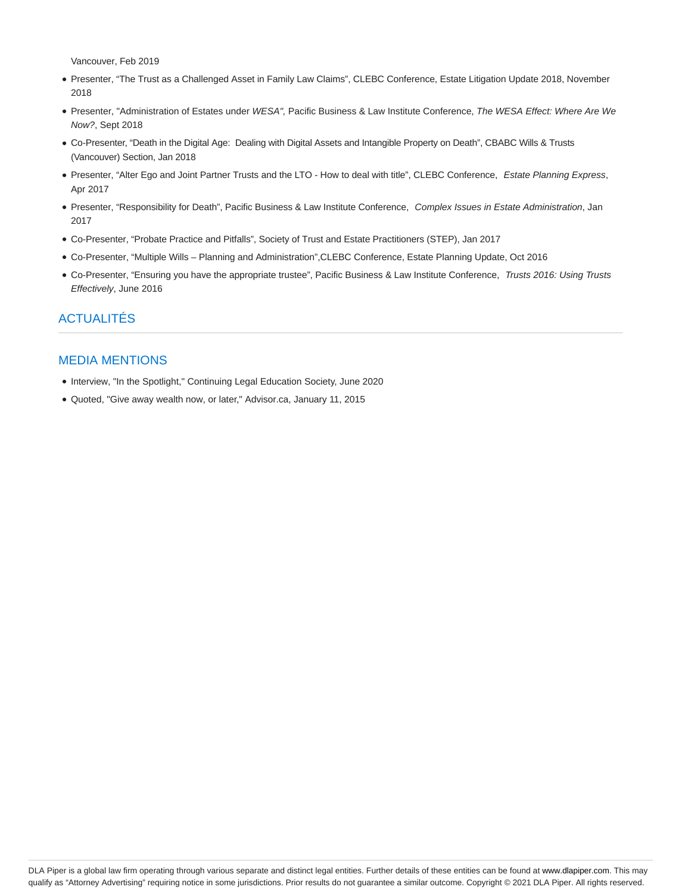Vancouver, Feb 2019

- Presenter, “The Trust as a Challenged Asset in Family Law Claims”, CLEBC Conference, Estate Litigation Update 2018, November 2018
- Presenter, "Administration of Estates under *WESA",* Pacific Business & Law Institute Conference, *The WESA Effect: Where Are We Now?*, Sept 2018
- Co-Presenter, “Death in the Digital Age:  Dealing with Digital Assets and Intangible Property on Death”, CBABC Wills & Trusts (Vancouver) Section, Jan 2018
- Presenter, “Alter Ego and Joint Partner Trusts and the LTO - How to deal with title”, CLEBC Conference,  *Estate Planning Express*, Apr 2017
- Presenter, “Responsibility for Death”, Pacific Business & Law Institute Conference,  *Complex Issues in Estate Administration*, Jan 2017
- Co-Presenter, “Probate Practice and Pitfalls”, Society of Trust and Estate Practitioners (STEP), Jan 2017
- Co-Presenter, “Multiple Wills – Planning and Administration”,CLEBC Conference, Estate Planning Update, Oct 2016
- Co-Presenter, “Ensuring you have the appropriate trustee”, Pacific Business & Law Institute Conference,  *Trusts 2016: Using Trusts Effectively*, June 2016

## ACTUALITÉS

## MEDIA MENTIONS

- Interview, "In the Spotlight," Continuing Legal Education Society, June 2020
- Quoted, "Give away wealth now, or later," Advisor.ca, January 11, 2015

DLA Piper is a global law firm operating through various separate and distinct legal entities. Further details of these entities can be found at www.dlapiper.com. This may qualify as “Attorney Advertising” requiring notice in some jurisdictions. Prior results do not guarantee a similar outcome. Copyright © 2021 DLA Piper. All rights reserved.